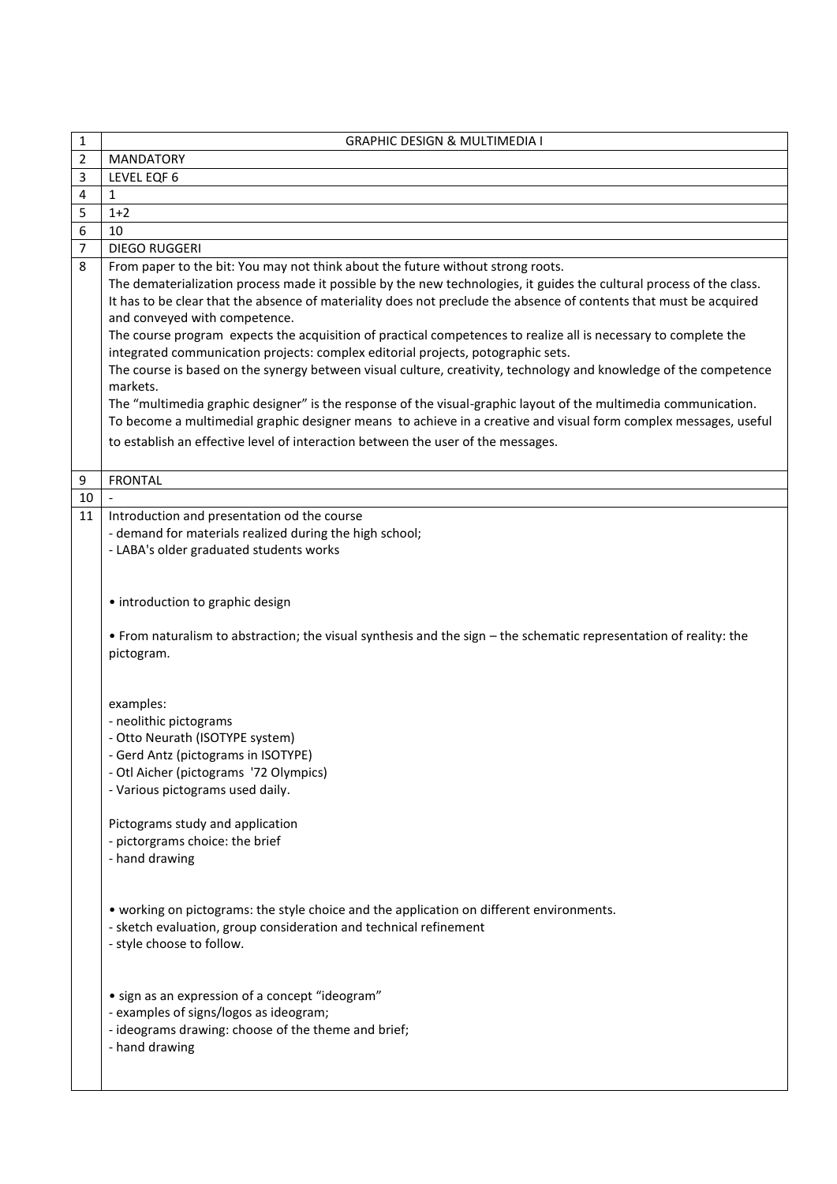| 1 | GRAPHIC DESIGN & MULTIMEDIA I |
|---|---|
| 2 | MANDATORY |
| 3 | LEVEL EQF 6 |
| 4 | 1 |
| 5 | 1+2 |
| 6 | 10 |
| 7 | DIEGO RUGGERI |
| 8 | From paper to the bit: You may not think about the future without strong roots.<br>The dematerialization process made it possible by the new technologies, it guides the cultural process of the class. It has to be clear that the absence of materiality does not preclude the absence of contents that must be acquired and conveyed with competence.<br>The course program expects the acquisition of practical competences to realize all is necessary to complete the integrated communication projects: complex editorial projects, potographic sets.<br>The course is based on the synergy between visual culture, creativity, technology and knowledge of the competence markets.<br>The "multimedia graphic designer" is the response of the visual-graphic layout of the multimedia communication. To become a multimedial graphic designer means to achieve in a creative and visual form complex messages, useful to establish an effective level of interaction between the user of the messages. |
| 9 | FRONTAL |
| 10 | - |
| 11 | Introduction and presentation od the course<br>- demand for materials realized during the high school;<br>- LABA's older graduated students works<br><br>• introduction to graphic design<br><br>• From naturalism to abstraction; the visual synthesis and the sign – the schematic representation of reality: the pictogram.<br><br>examples:<br>- neolithic pictograms<br>- Otto Neurath (ISOTYPE system)<br>- Gerd Antz (pictograms in ISOTYPE)<br>- Otl Aicher (pictograms '72 Olympics)<br>- Various pictograms used daily.<br><br>Pictograms study and application<br>- pictorgrams choice: the brief<br>- hand drawing<br><br>• working on pictograms: the style choice and the application on different environments.<br>- sketch evaluation, group consideration and technical refinement<br>- style choose to follow.<br><br>• sign as an expression of a concept "ideogram"<br>- examples of signs/logos as ideogram;<br>- ideograms drawing: choose of the theme and brief;<br>- hand drawing |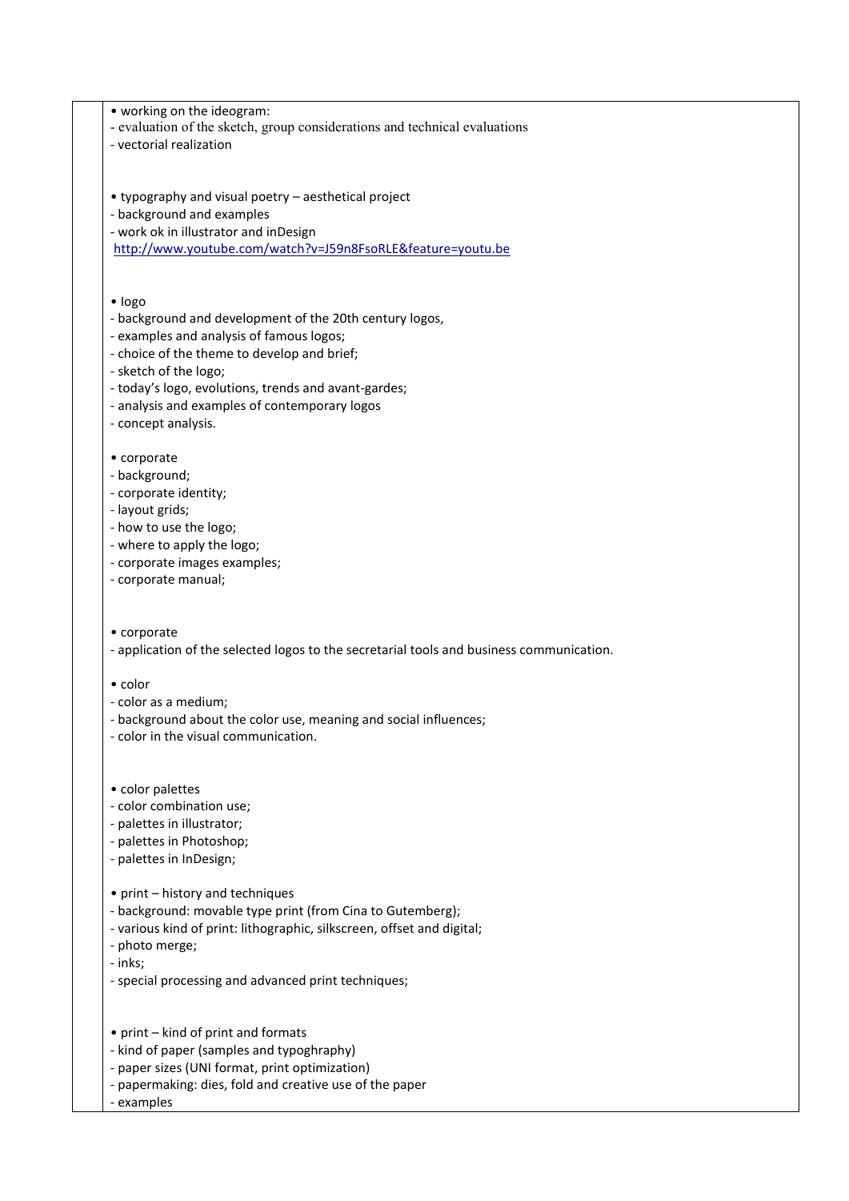• working on the ideogram:
- evaluation of the sketch, group considerations and technical evaluations
- vectorial realization

• typography and visual poetry – aesthetical project
- background and examples
- work ok in illustrator and inDesign

http://www.youtube.com/watch?v=J59n8FsoRLE&feature=youtu.be

• logo
- background and development of the 20th century logos,
- examples and analysis of famous logos;
- choice of the theme to develop and brief;
- sketch of the logo;
- today's logo, evolutions, trends and avant-gardes;
- analysis and examples of contemporary logos
- concept analysis.

• corporate
- background;
- corporate identity;
- layout grids;
- how to use the logo;
- where to apply the logo;
- corporate images examples;
- corporate manual;

• corporate
- application of the selected logos to the secretarial tools and business communication.

• color
- color as a medium;
- background about the color use, meaning and social influences;
- color in the visual communication.

• color palettes
- color combination use;
- palettes in illustrator;
- palettes in Photoshop;
- palettes in InDesign;

• print – history and techniques
- background: movable type print (from Cina to Gutemberg);
- various kind of print: lithographic, silkscreen, offset and digital;
- photo merge;
- inks;
- special processing and advanced print techniques;

• print – kind of print and formats
- kind of paper (samples and typoghraphy)
- paper sizes (UNI format, print optimization)
- papermaking: dies, fold and creative use of the paper
- examples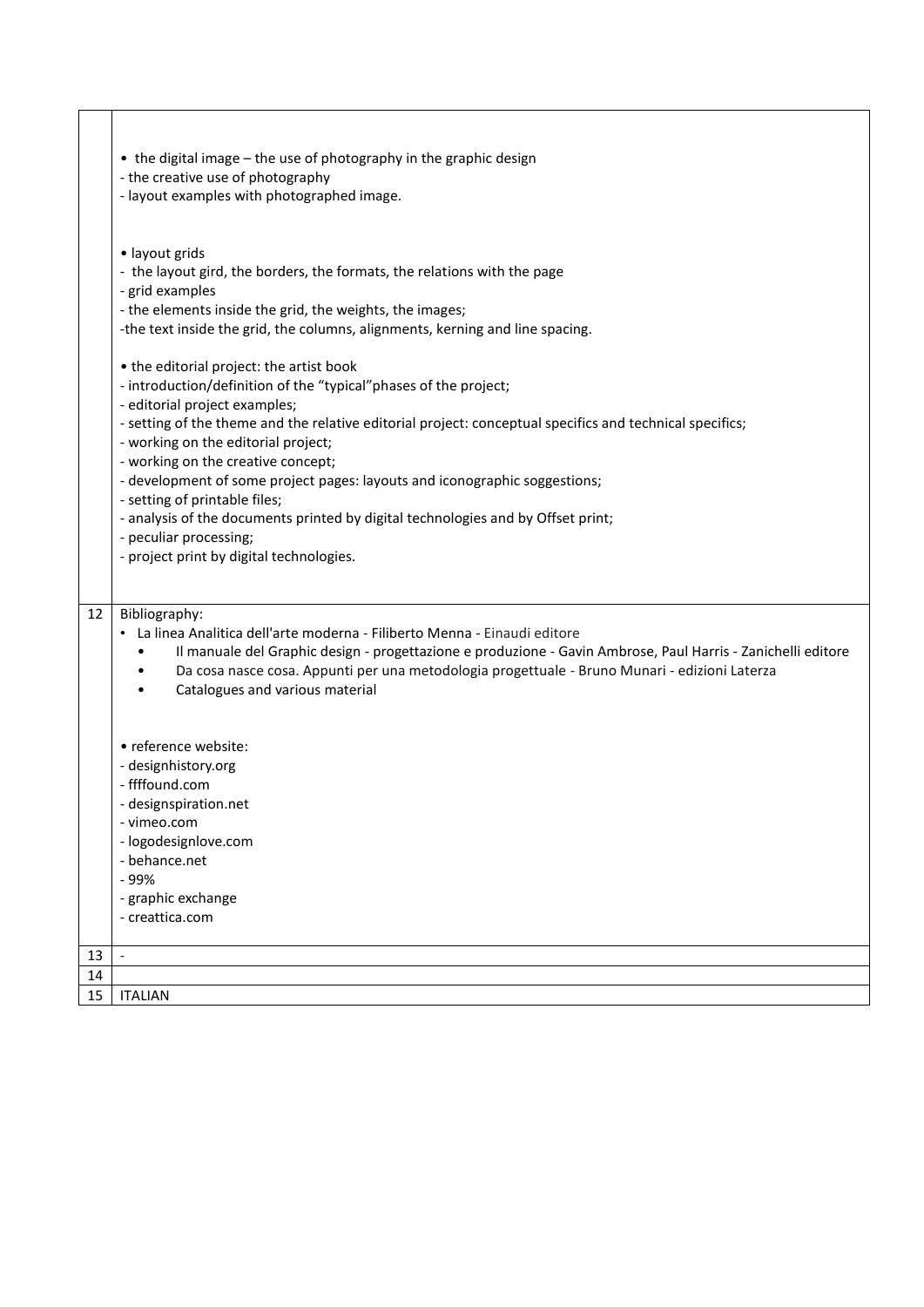| | |
|---|---|
| | • the digital image – the use of photography in the graphic design<br>- the creative use of photography<br>- layout examples with photographed image.<br><br>• layout grids<br>- the layout gird, the borders, the formats, the relations with the page<br>- grid examples<br>- the elements inside the grid, the weights, the images;<br>-the text inside the grid, the columns, alignments, kerning and line spacing.<br><br>• the editorial project: the artist book<br>- introduction/definition of the "typical"phases of the project;<br>- editorial project examples;<br>- setting of the theme and the relative editorial project: conceptual specifics and technical specifics;<br>- working on the editorial project;<br>- working on the creative concept;<br>- development of some project pages: layouts and iconographic soggestions;<br>- setting of printable files;<br>- analysis of the documents printed by digital technologies and by Offset print;<br>- peculiar processing;<br>- project print by digital technologies. |
| 12 | Bibliography:<br>• La linea Analitica dell'arte moderna - Filiberto Menna - Einaudi editore<br>• Il manuale del Graphic design - progettazione e produzione - Gavin Ambrose, Paul Harris - Zanichelli editore<br>• Da cosa nasce cosa. Appunti per una metodologia progettuale - Bruno Munari - edizioni Laterza<br>• Catalogues and various material<br><br>• reference website:<br>- designhistory.org<br>- ffffound.com<br>- designspiration.net<br>- vimeo.com<br>- logodesignlove.com<br>- behance.net<br>- 99%<br>- graphic exchange<br>- creattica.com |
| 13 | - |
| 14 | |
| 15 | ITALIAN |